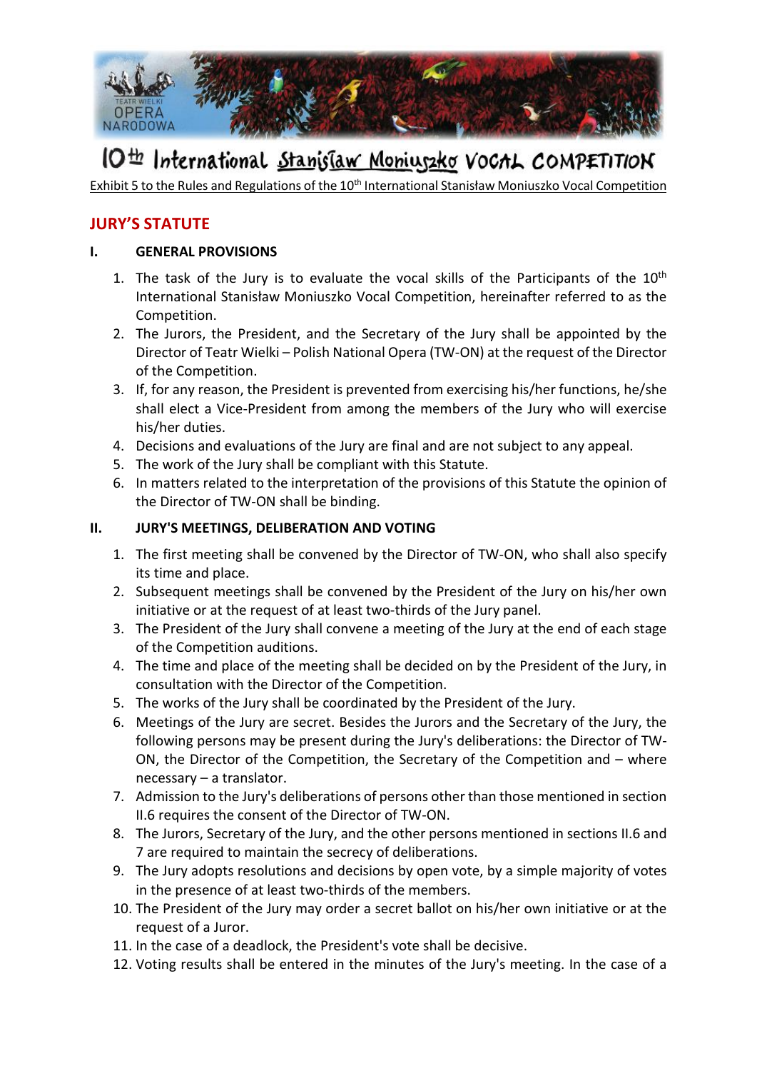# 10th International Stanisław Moniuszko VOCAL COMPETITION

Exhibit 5 to the Rules and Regulations of the 10th International Stanisław Moniuszko Vocal Competition

## JURY'S STATUTE

### I. GENERAL PROVISIONS

1. The task of the Jury is to evaluate the vocal skills of the Participants of the 10th International Stanisław Moniuszko Vocal Competition, hereinafter referred to as the Competition.
2. The Jurors, the President, and the Secretary of the Jury shall be appointed by the Director of Teatr Wielki – Polish National Opera (TW-ON) at the request of the Director of the Competition.
3. If, for any reason, the President is prevented from exercising his/her functions, he/she shall elect a Vice-President from among the members of the Jury who will exercise his/her duties.
4. Decisions and evaluations of the Jury are final and are not subject to any appeal.
5. The work of the Jury shall be compliant with this Statute.
6. In matters related to the interpretation of the provisions of this Statute the opinion of the Director of TW-ON shall be binding.

### II. JURY'S MEETINGS, DELIBERATION AND VOTING

1. The first meeting shall be convened by the Director of TW-ON, who shall also specify its time and place.
2. Subsequent meetings shall be convened by the President of the Jury on his/her own initiative or at the request of at least two-thirds of the Jury panel.
3. The President of the Jury shall convene a meeting of the Jury at the end of each stage of the Competition auditions.
4. The time and place of the meeting shall be decided on by the President of the Jury, in consultation with the Director of the Competition.
5. The works of the Jury shall be coordinated by the President of the Jury.
6. Meetings of the Jury are secret. Besides the Jurors and the Secretary of the Jury, the following persons may be present during the Jury's deliberations: the Director of TW-ON, the Director of the Competition, the Secretary of the Competition and – where necessary – a translator.
7. Admission to the Jury's deliberations of persons other than those mentioned in section II.6 requires the consent of the Director of TW-ON.
8. The Jurors, Secretary of the Jury, and the other persons mentioned in sections II.6 and 7 are required to maintain the secrecy of deliberations.
9. The Jury adopts resolutions and decisions by open vote, by a simple majority of votes in the presence of at least two-thirds of the members.
10. The President of the Jury may order a secret ballot on his/her own initiative or at the request of a Juror.
11. In the case of a deadlock, the President's vote shall be decisive.
12. Voting results shall be entered in the minutes of the Jury's meeting. In the case of a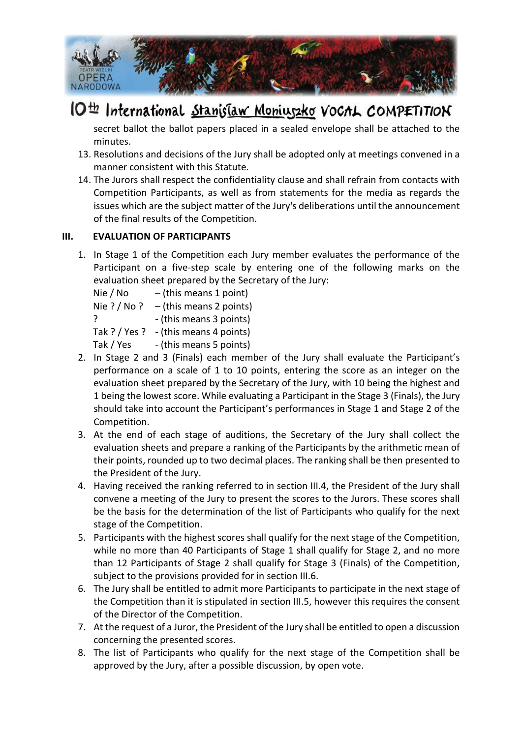secret ballot the ballot papers placed in a sealed envelope shall be attached to the minutes.

13. Resolutions and decisions of the Jury shall be adopted only at meetings convened in a manner consistent with this Statute.
14. The Jurors shall respect the confidentiality clause and shall refrain from contacts with Competition Participants, as well as from statements for the media as regards the issues which are the subject matter of the Jury's deliberations until the announcement of the final results of the Competition.

## III. EVALUATION OF PARTICIPANTS

1. In Stage 1 of the Competition each Jury member evaluates the performance of the Participant on a five-step scale by entering one of the following marks on the evaluation sheet prepared by the Secretary of the Jury:
   Nie / No – (this means 1 point)
   Nie ? / No ? – (this means 2 points)
   ? - (this means 3 points)
   Tak ? / Yes ? - (this means 4 points)
   Tak / Yes - (this means 5 points)
2. In Stage 2 and 3 (Finals) each member of the Jury shall evaluate the Participant's performance on a scale of 1 to 10 points, entering the score as an integer on the evaluation sheet prepared by the Secretary of the Jury, with 10 being the highest and 1 being the lowest score. While evaluating a Participant in the Stage 3 (Finals), the Jury should take into account the Participant's performances in Stage 1 and Stage 2 of the Competition.
3. At the end of each stage of auditions, the Secretary of the Jury shall collect the evaluation sheets and prepare a ranking of the Participants by the arithmetic mean of their points, rounded up to two decimal places. The ranking shall be then presented to the President of the Jury.
4. Having received the ranking referred to in section III.4, the President of the Jury shall convene a meeting of the Jury to present the scores to the Jurors. These scores shall be the basis for the determination of the list of Participants who qualify for the next stage of the Competition.
5. Participants with the highest scores shall qualify for the next stage of the Competition, while no more than 40 Participants of Stage 1 shall qualify for Stage 2, and no more than 12 Participants of Stage 2 shall qualify for Stage 3 (Finals) of the Competition, subject to the provisions provided for in section III.6.
6. The Jury shall be entitled to admit more Participants to participate in the next stage of the Competition than it is stipulated in section III.5, however this requires the consent of the Director of the Competition.
7. At the request of a Juror, the President of the Jury shall be entitled to open a discussion concerning the presented scores.
8. The list of Participants who qualify for the next stage of the Competition shall be approved by the Jury, after a possible discussion, by open vote.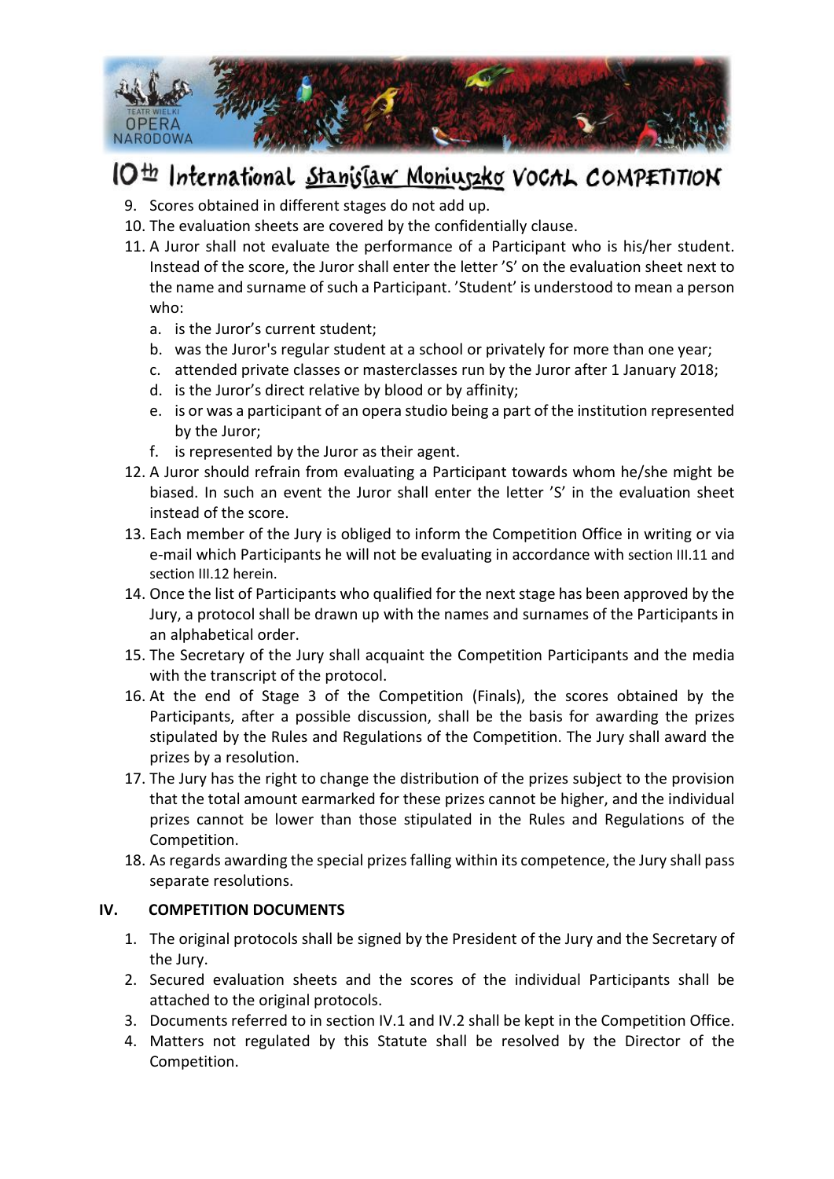9. Scores obtained in different stages do not add up.
10. The evaluation sheets are covered by the confidentially clause.
11. A Juror shall not evaluate the performance of a Participant who is his/her student. Instead of the score, the Juror shall enter the letter 'S' on the evaluation sheet next to the name and surname of such a Participant. 'Student' is understood to mean a person who:
    a. is the Juror's current student;
    b. was the Juror's regular student at a school or privately for more than one year;
    c. attended private classes or masterclasses run by the Juror after 1 January 2018;
    d. is the Juror's direct relative by blood or by affinity;
    e. is or was a participant of an opera studio being a part of the institution represented by the Juror;
    f. is represented by the Juror as their agent.
12. A Juror should refrain from evaluating a Participant towards whom he/she might be biased. In such an event the Juror shall enter the letter 'S' in the evaluation sheet instead of the score.
13. Each member of the Jury is obliged to inform the Competition Office in writing or via e-mail which Participants he will not be evaluating in accordance with section III.11 and section III.12 herein.
14. Once the list of Participants who qualified for the next stage has been approved by the Jury, a protocol shall be drawn up with the names and surnames of the Participants in an alphabetical order.
15. The Secretary of the Jury shall acquaint the Competition Participants and the media with the transcript of the protocol.
16. At the end of Stage 3 of the Competition (Finals), the scores obtained by the Participants, after a possible discussion, shall be the basis for awarding the prizes stipulated by the Rules and Regulations of the Competition. The Jury shall award the prizes by a resolution.
17. The Jury has the right to change the distribution of the prizes subject to the provision that the total amount earmarked for these prizes cannot be higher, and the individual prizes cannot be lower than those stipulated in the Rules and Regulations of the Competition.
18. As regards awarding the special prizes falling within its competence, the Jury shall pass separate resolutions.

## IV. COMPETITION DOCUMENTS

1. The original protocols shall be signed by the President of the Jury and the Secretary of the Jury.
2. Secured evaluation sheets and the scores of the individual Participants shall be attached to the original protocols.
3. Documents referred to in section IV.1 and IV.2 shall be kept in the Competition Office.
4. Matters not regulated by this Statute shall be resolved by the Director of the Competition.